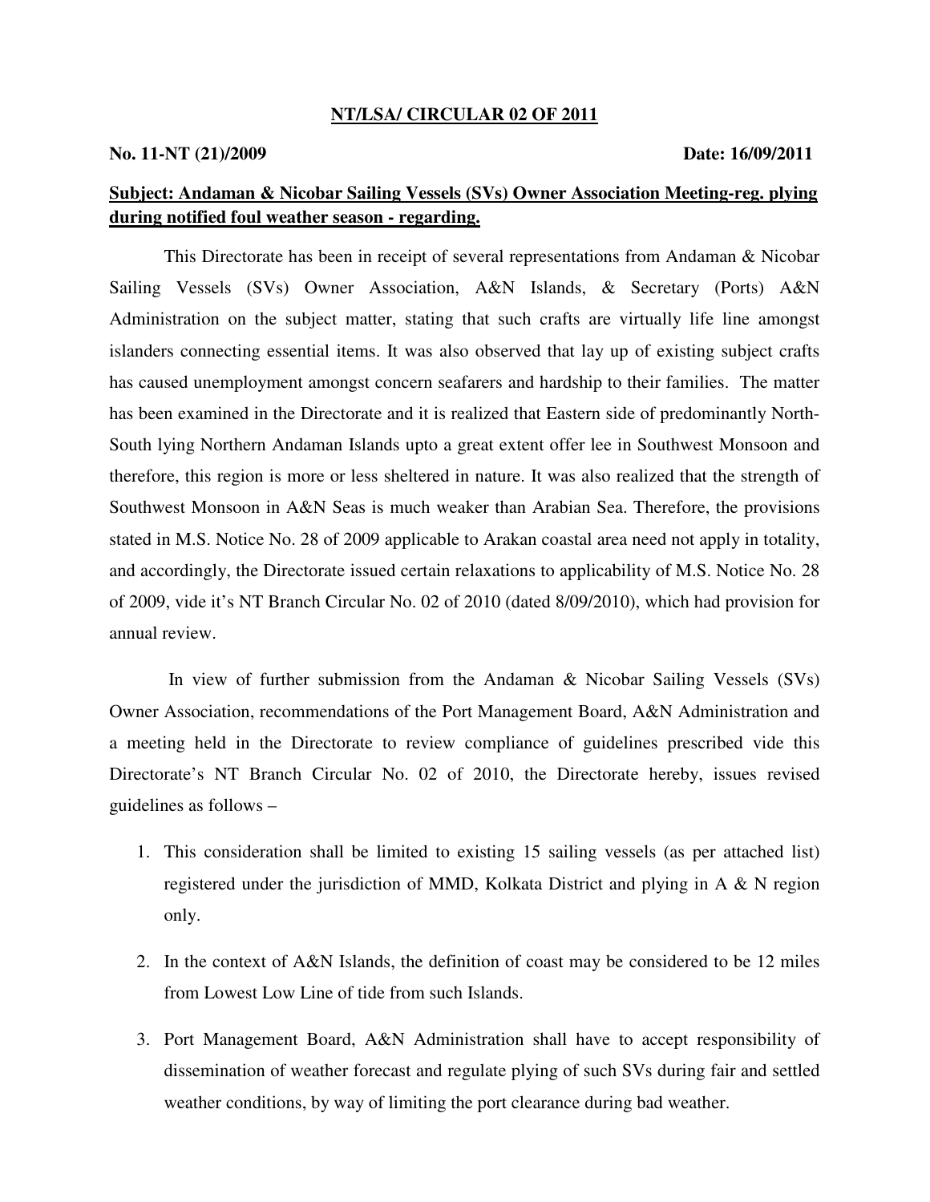**NT/LSA/ CIRCULAR 02 OF 2011**

**No. 11-NT (21)/2009** **Date: 16/09/2011**

**Subject: Andaman & Nicobar Sailing Vessels (SVs) Owner Association Meeting-reg. plying during notified foul weather season - regarding.**

This Directorate has been in receipt of several representations from Andaman & Nicobar Sailing Vessels (SVs) Owner Association, A&N Islands, & Secretary (Ports) A&N Administration on the subject matter, stating that such crafts are virtually life line amongst islanders connecting essential items. It was also observed that lay up of existing subject crafts has caused unemployment amongst concern seafarers and hardship to their families. The matter has been examined in the Directorate and it is realized that Eastern side of predominantly North-South lying Northern Andaman Islands upto a great extent offer lee in Southwest Monsoon and therefore, this region is more or less sheltered in nature. It was also realized that the strength of Southwest Monsoon in A&N Seas is much weaker than Arabian Sea. Therefore, the provisions stated in M.S. Notice No. 28 of 2009 applicable to Arakan coastal area need not apply in totality, and accordingly, the Directorate issued certain relaxations to applicability of M.S. Notice No. 28 of 2009, vide it's NT Branch Circular No. 02 of 2010 (dated 8/09/2010), which had provision for annual review.

In view of further submission from the Andaman & Nicobar Sailing Vessels (SVs) Owner Association, recommendations of the Port Management Board, A&N Administration and a meeting held in the Directorate to review compliance of guidelines prescribed vide this Directorate's NT Branch Circular No. 02 of 2010, the Directorate hereby, issues revised guidelines as follows –

1. This consideration shall be limited to existing 15 sailing vessels (as per attached list) registered under the jurisdiction of MMD, Kolkata District and plying in A & N region only.
2. In the context of A&N Islands, the definition of coast may be considered to be 12 miles from Lowest Low Line of tide from such Islands.
3. Port Management Board, A&N Administration shall have to accept responsibility of dissemination of weather forecast and regulate plying of such SVs during fair and settled weather conditions, by way of limiting the port clearance during bad weather.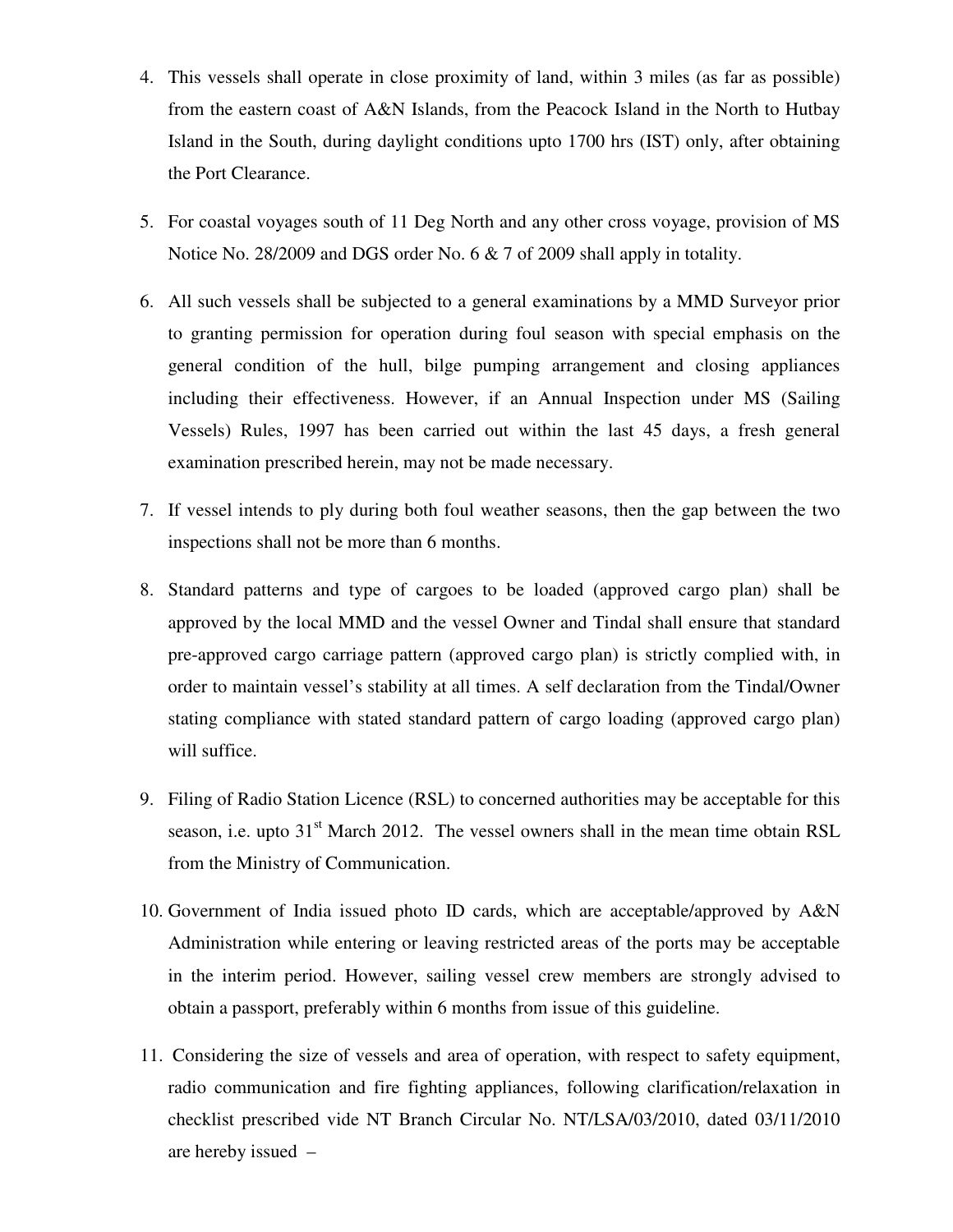4. This vessels shall operate in close proximity of land, within 3 miles (as far as possible) from the eastern coast of A&N Islands, from the Peacock Island in the North to Hutbay Island in the South, during daylight conditions upto 1700 hrs (IST) only, after obtaining the Port Clearance.

5. For coastal voyages south of 11 Deg North and any other cross voyage, provision of MS Notice No. 28/2009 and DGS order No. 6 & 7 of 2009 shall apply in totality.

6. All such vessels shall be subjected to a general examinations by a MMD Surveyor prior to granting permission for operation during foul season with special emphasis on the general condition of the hull, bilge pumping arrangement and closing appliances including their effectiveness. However, if an Annual Inspection under MS (Sailing Vessels) Rules, 1997 has been carried out within the last 45 days, a fresh general examination prescribed herein, may not be made necessary.

7. If vessel intends to ply during both foul weather seasons, then the gap between the two inspections shall not be more than 6 months.

8. Standard patterns and type of cargoes to be loaded (approved cargo plan) shall be approved by the local MMD and the vessel Owner and Tindal shall ensure that standard pre-approved cargo carriage pattern (approved cargo plan) is strictly complied with, in order to maintain vessel's stability at all times. A self declaration from the Tindal/Owner stating compliance with stated standard pattern of cargo loading (approved cargo plan) will suffice.

9. Filing of Radio Station Licence (RSL) to concerned authorities may be acceptable for this season, i.e. upto 31st March 2012. The vessel owners shall in the mean time obtain RSL from the Ministry of Communication.

10. Government of India issued photo ID cards, which are acceptable/approved by A&N Administration while entering or leaving restricted areas of the ports may be acceptable in the interim period. However, sailing vessel crew members are strongly advised to obtain a passport, preferably within 6 months from issue of this guideline.

11. Considering the size of vessels and area of operation, with respect to safety equipment, radio communication and fire fighting appliances, following clarification/relaxation in checklist prescribed vide NT Branch Circular No. NT/LSA/03/2010, dated 03/11/2010 are hereby issued –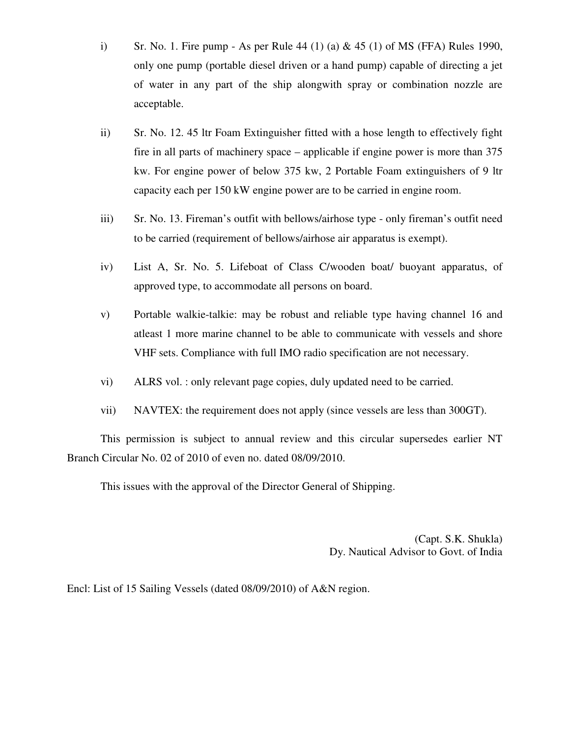i) Sr. No. 1. Fire pump - As per Rule 44 (1) (a) & 45 (1) of MS (FFA) Rules 1990, only one pump (portable diesel driven or a hand pump) capable of directing a jet of water in any part of the ship alongwith spray or combination nozzle are acceptable.

ii) Sr. No. 12. 45 ltr Foam Extinguisher fitted with a hose length to effectively fight fire in all parts of machinery space – applicable if engine power is more than 375 kw. For engine power of below 375 kw, 2 Portable Foam extinguishers of 9 ltr capacity each per 150 kW engine power are to be carried in engine room.

iii) Sr. No. 13. Fireman's outfit with bellows/airhose type - only fireman's outfit need to be carried (requirement of bellows/airhose air apparatus is exempt).

iv) List A, Sr. No. 5. Lifeboat of Class C/wooden boat/ buoyant apparatus, of approved type, to accommodate all persons on board.

v) Portable walkie-talkie: may be robust and reliable type having channel 16 and atleast 1 more marine channel to be able to communicate with vessels and shore VHF sets. Compliance with full IMO radio specification are not necessary.

vi) ALRS vol. : only relevant page copies, duly updated need to be carried.

vii) NAVTEX: the requirement does not apply (since vessels are less than 300GT).

This permission is subject to annual review and this circular supersedes earlier NT Branch Circular No. 02 of 2010 of even no. dated 08/09/2010.

This issues with the approval of the Director General of Shipping.

(Capt. S.K. Shukla)
Dy. Nautical Advisor to Govt. of India

Encl: List of 15 Sailing Vessels (dated 08/09/2010) of A&N region.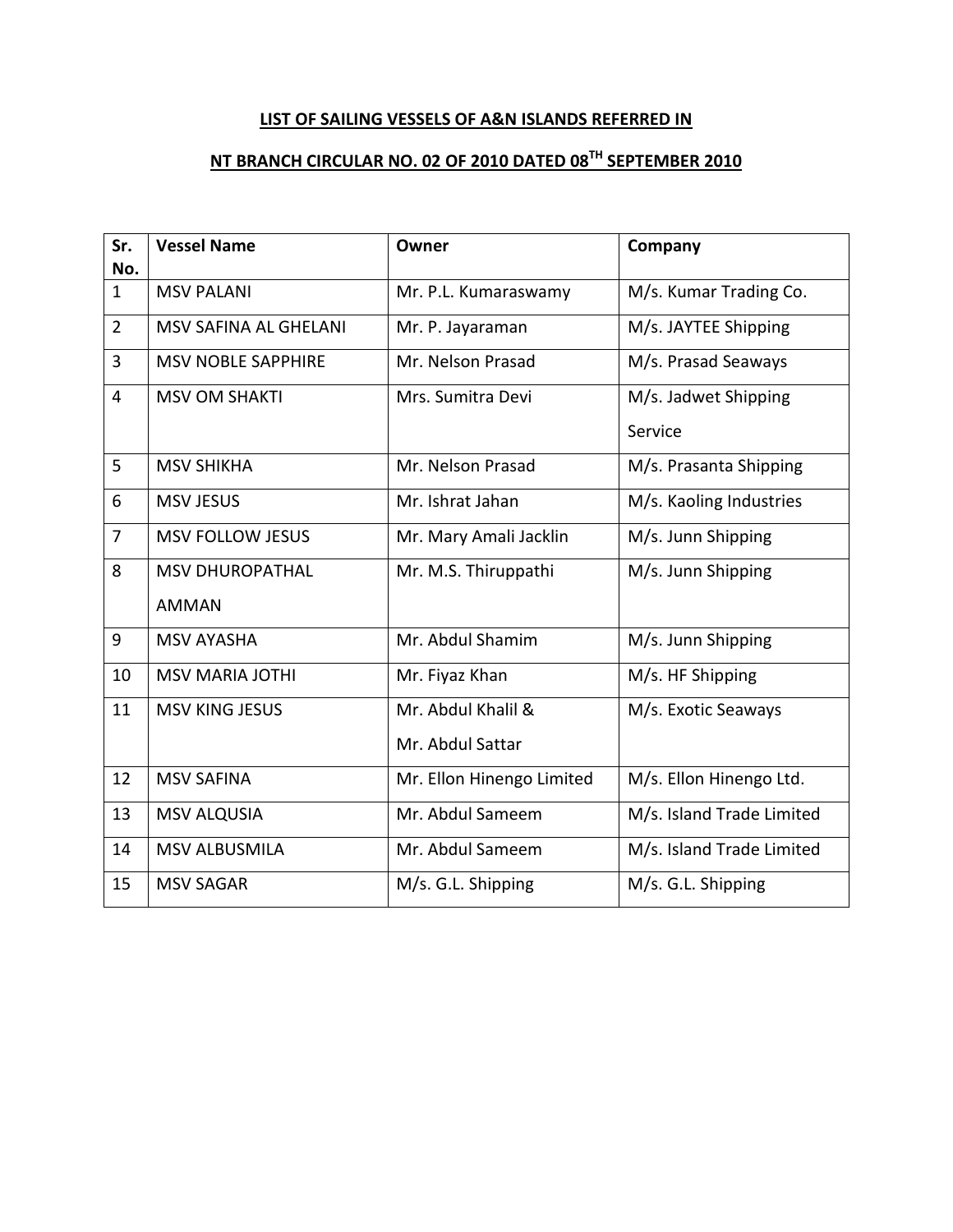## LIST OF SAILING VESSELS OF A&N ISLANDS REFERRED IN

## NT BRANCH CIRCULAR NO. 02 OF 2010 DATED 08TH SEPTEMBER 2010

| Sr. No. | Vessel Name | Owner | Company |
|---|---|---|---|
| 1 | MSV PALANI | Mr. P.L. Kumaraswamy | M/s. Kumar Trading Co. |
| 2 | MSV SAFINA AL GHELANI | Mr. P. Jayaraman | M/s. JAYTEE Shipping |
| 3 | MSV NOBLE SAPPHIRE | Mr. Nelson Prasad | M/s. Prasad Seaways |
| 4 | MSV OM SHAKTI | Mrs. Sumitra Devi | M/s. Jadwet Shipping Service |
| 5 | MSV SHIKHA | Mr. Nelson Prasad | M/s. Prasanta Shipping |
| 6 | MSV JESUS | Mr. Ishrat Jahan | M/s. Kaoling Industries |
| 7 | MSV FOLLOW JESUS | Mr. Mary Amali Jacklin | M/s. Junn Shipping |
| 8 | MSV DHUROPATHAL AMMAN | Mr. M.S. Thiruppathi | M/s. Junn Shipping |
| 9 | MSV AYASHA | Mr. Abdul Shamim | M/s. Junn Shipping |
| 10 | MSV MARIA JOTHI | Mr. Fiyaz Khan | M/s. HF Shipping |
| 11 | MSV KING JESUS | Mr. Abdul Khalil & Mr. Abdul Sattar | M/s. Exotic Seaways |
| 12 | MSV SAFINA | Mr. Ellon Hinengo Limited | M/s. Ellon Hinengo Ltd. |
| 13 | MSV ALQUSIA | Mr. Abdul Sameem | M/s. Island Trade Limited |
| 14 | MSV ALBUSMILA | Mr. Abdul Sameem | M/s. Island Trade Limited |
| 15 | MSV SAGAR | M/s. G.L. Shipping | M/s. G.L. Shipping |